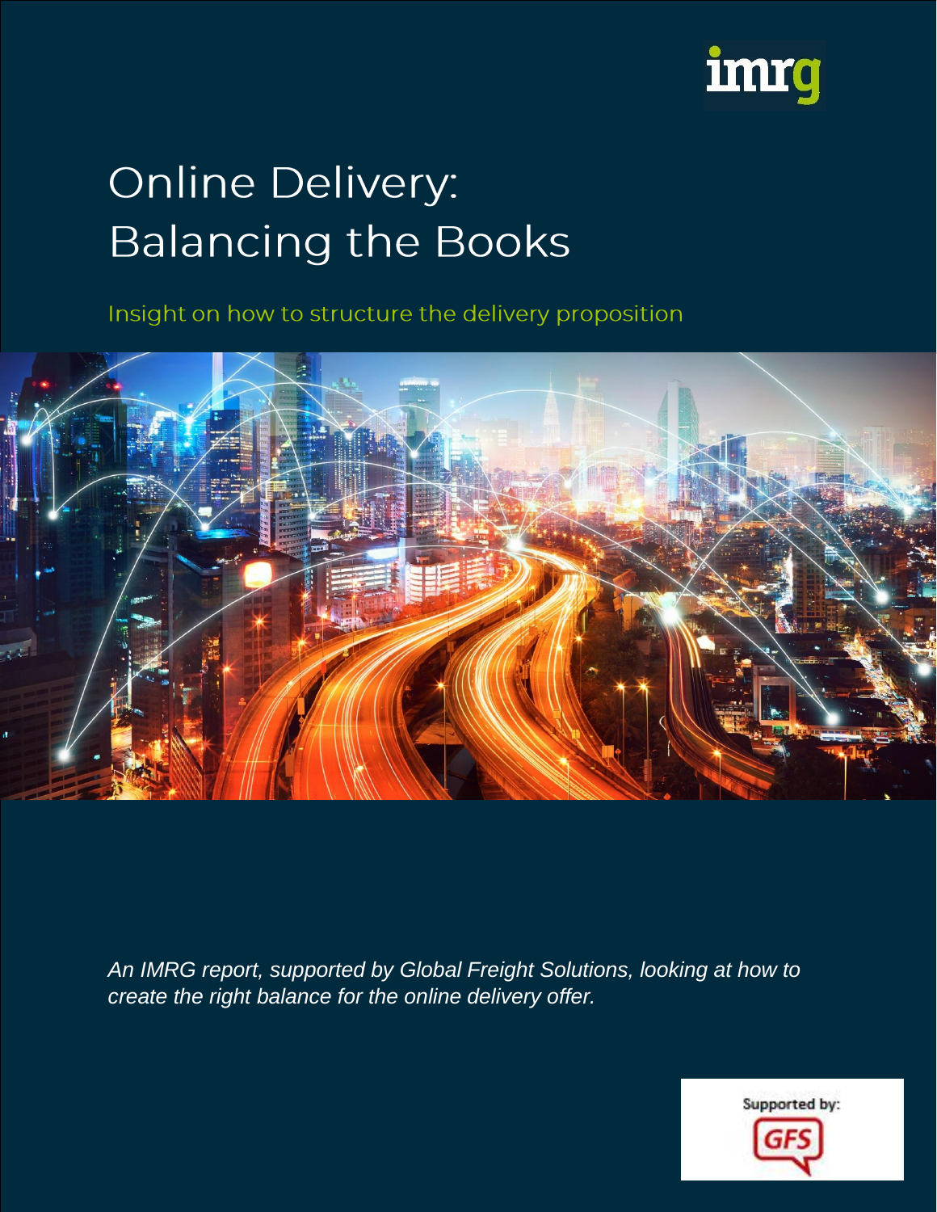imrg

# Online Delivery: Balancing the Books

Insight on how to structure the delivery proposition

*An IMRG report, supported by Global Freight Solutions, looking at how to create the right balance for the online delivery offer.*

Supported by: GFS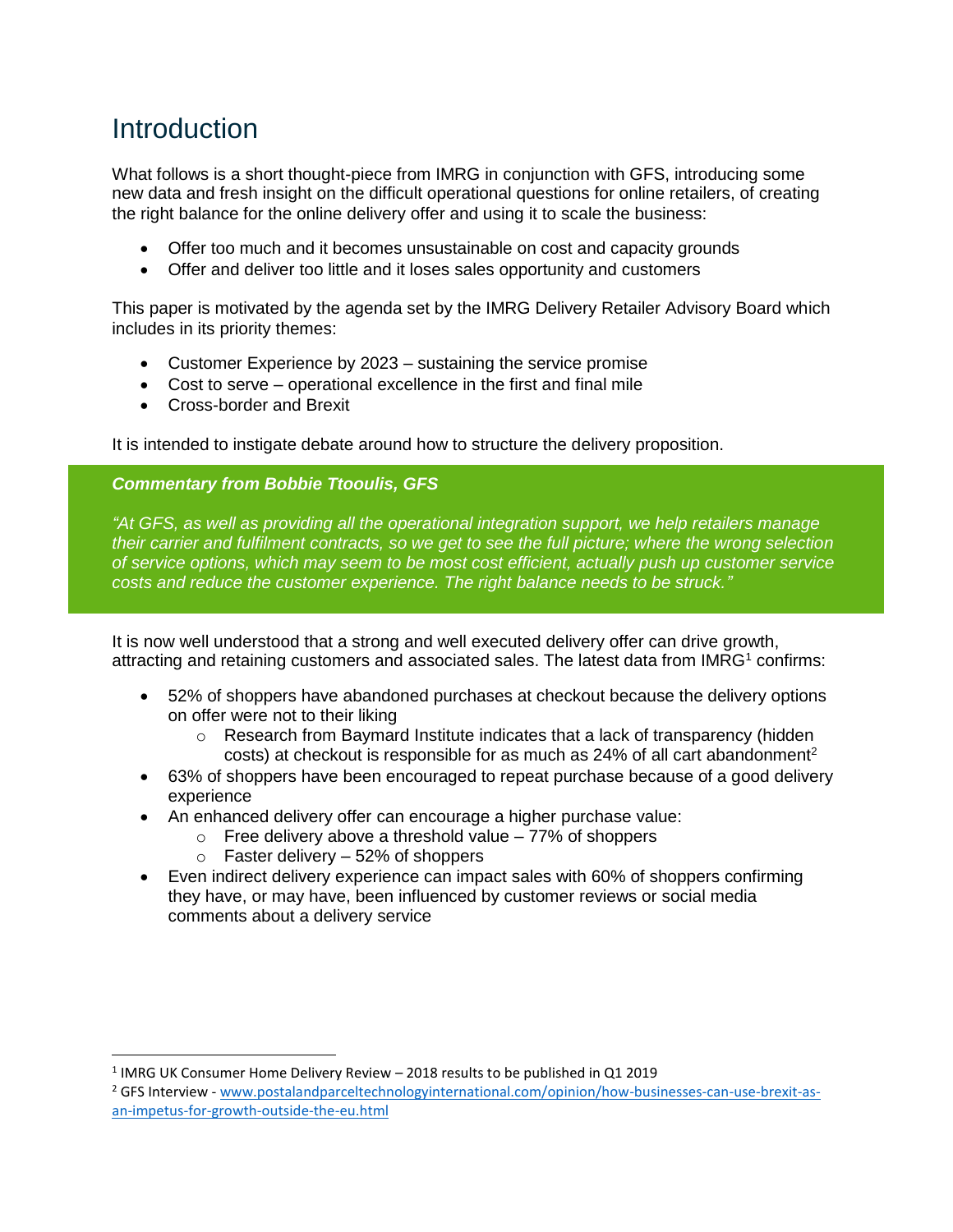# Introduction

What follows is a short thought-piece from IMRG in conjunction with GFS, introducing some new data and fresh insight on the difficult operational questions for online retailers, of creating the right balance for the online delivery offer and using it to scale the business:

- Offer too much and it becomes unsustainable on cost and capacity grounds
- Offer and deliver too little and it loses sales opportunity and customers

This paper is motivated by the agenda set by the IMRG Delivery Retailer Advisory Board which includes in its priority themes:

- Customer Experience by 2023 – sustaining the service promise
- Cost to serve – operational excellence in the first and final mile
- Cross-border and Brexit

It is intended to instigate debate around how to structure the delivery proposition.

***Commentary from Bobbie Ttooulis, GFS***

*"At GFS, as well as providing all the operational integration support, we help retailers manage their carrier and fulfilment contracts, so we get to see the full picture; where the wrong selection of service options, which may seem to be most cost efficient, actually push up customer service costs and reduce the customer experience. The right balance needs to be struck."*

It is now well understood that a strong and well executed delivery offer can drive growth, attracting and retaining customers and associated sales. The latest data from IMRG[1] confirms:

- 52% of shoppers have abandoned purchases at checkout because the delivery options on offer were not to their liking
  - Research from Baymard Institute indicates that a lack of transparency (hidden costs) at checkout is responsible for as much as 24% of all cart abandonment[2]
- 63% of shoppers have been encouraged to repeat purchase because of a good delivery experience
- An enhanced delivery offer can encourage a higher purchase value:
  - Free delivery above a threshold value – 77% of shoppers
  - Faster delivery – 52% of shoppers
- Even indirect delivery experience can impact sales with 60% of shoppers confirming they have, or may have, been influenced by customer reviews or social media comments about a delivery service

---

[1] IMRG UK Consumer Home Delivery Review – 2018 results to be published in Q1 2019

[2] GFS Interview - www.postalandparceltechnologyinternational.com/opinion/how-businesses-can-use-brexit-as-an-impetus-for-growth-outside-the-eu.html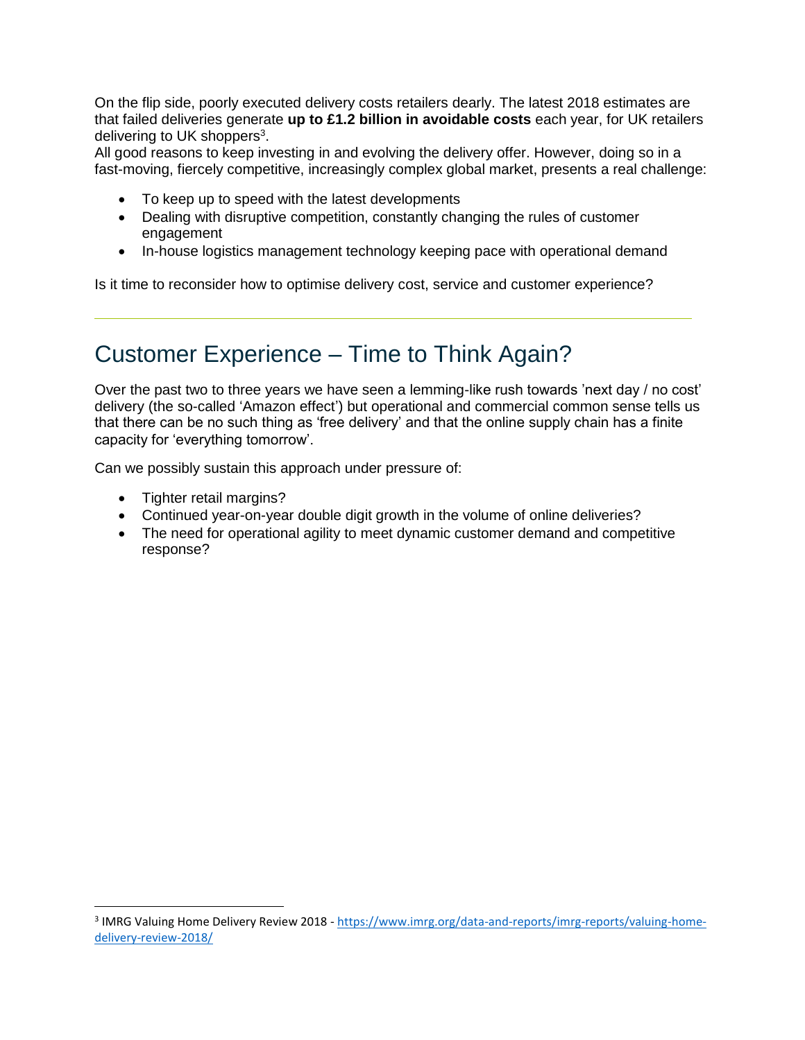On the flip side, poorly executed delivery costs retailers dearly. The latest 2018 estimates are that failed deliveries generate **up to £1.2 billion in avoidable costs** each year, for UK retailers delivering to UK shoppers[3].
All good reasons to keep investing in and evolving the delivery offer. However, doing so in a fast-moving, fiercely competitive, increasingly complex global market, presents a real challenge:

- To keep up to speed with the latest developments
- Dealing with disruptive competition, constantly changing the rules of customer engagement
- In-house logistics management technology keeping pace with operational demand

Is it time to reconsider how to optimise delivery cost, service and customer experience?

---

## Customer Experience – Time to Think Again?

Over the past two to three years we have seen a lemming-like rush towards 'next day / no cost' delivery (the so-called 'Amazon effect') but operational and commercial common sense tells us that there can be no such thing as 'free delivery' and that the online supply chain has a finite capacity for 'everything tomorrow'.

Can we possibly sustain this approach under pressure of:

- Tighter retail margins?
- Continued year-on-year double digit growth in the volume of online deliveries?
- The need for operational agility to meet dynamic customer demand and competitive response?

---

[3] IMRG Valuing Home Delivery Review 2018 - https://www.imrg.org/data-and-reports/imrg-reports/valuing-home-delivery-review-2018/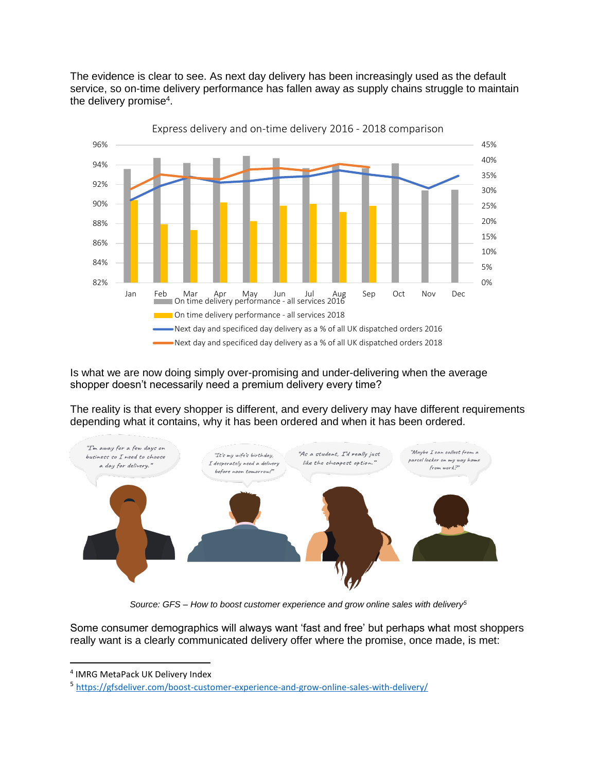The evidence is clear to see. As next day delivery has been increasingly used as the default service, so on-time delivery performance has fallen away as supply chains struggle to maintain the delivery promise[4].

Express delivery and on-time delivery 2016 - 2018 comparison

Is what we are now doing simply over-promising and under-delivering when the average shopper doesn't necessarily need a premium delivery every time?

The reality is that every shopper is different, and every delivery may have different requirements depending what it contains, why it has been ordered and when it has been ordered.

*Source: GFS – How to boost customer experience and grow online sales with delivery[5]*

Some consumer demographics will always want 'fast and free' but perhaps what most shoppers really want is a clearly communicated delivery offer where the promise, once made, is met:

---

[4] IMRG MetaPack UK Delivery Index

[5] https://gfsdeliver.com/boost-customer-experience-and-grow-online-sales-with-delivery/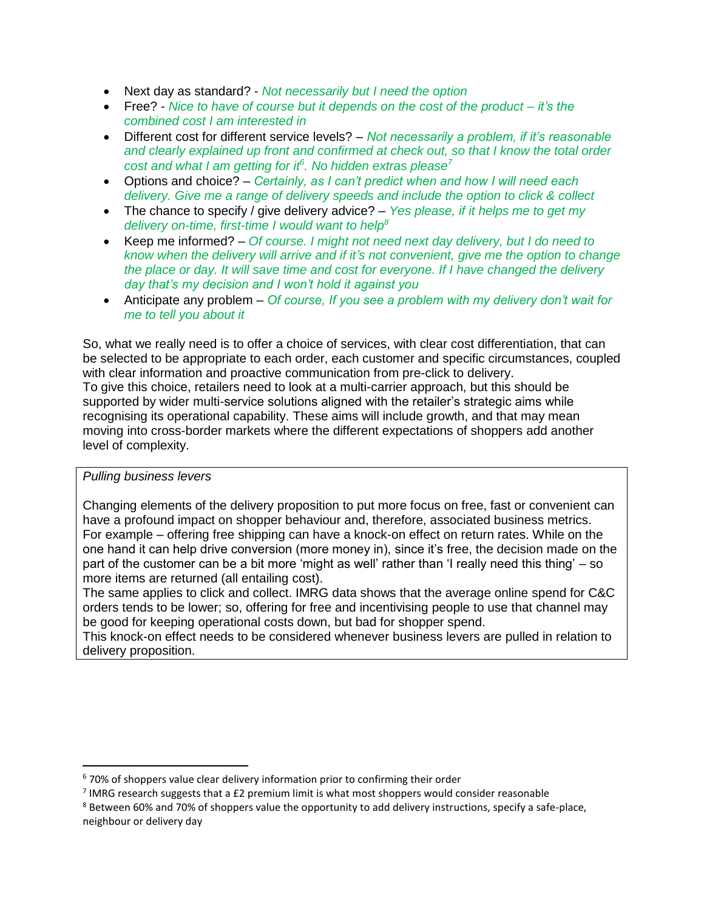- Next day as standard? - *Not necessarily but I need the option*
- Free? - *Nice to have of course but it depends on the cost of the product – it's the combined cost I am interested in*
- Different cost for different service levels? – *Not necessarily a problem, if it's reasonable and clearly explained up front and confirmed at check out, so that I know the total order cost and what I am getting for it*[6]*. No hidden extras please*[7]
- Options and choice? – *Certainly, as I can't predict when and how I will need each delivery. Give me a range of delivery speeds and include the option to click & collect*
- The chance to specify / give delivery advice? – *Yes please, if it helps me to get my delivery on-time, first-time I would want to help*[8]
- Keep me informed? – *Of course. I might not need next day delivery, but I do need to know when the delivery will arrive and if it's not convenient, give me the option to change the place or day. It will save time and cost for everyone. If I have changed the delivery day that's my decision and I won't hold it against you*
- Anticipate any problem – *Of course, If you see a problem with my delivery don't wait for me to tell you about it*

So, what we really need is to offer a choice of services, with clear cost differentiation, that can be selected to be appropriate to each order, each customer and specific circumstances, coupled with clear information and proactive communication from pre-click to delivery.
To give this choice, retailers need to look at a multi-carrier approach, but this should be supported by wider multi-service solutions aligned with the retailer's strategic aims while recognising its operational capability. These aims will include growth, and that may mean moving into cross-border markets where the different expectations of shoppers add another level of complexity.

*Pulling business levers*

Changing elements of the delivery proposition to put more focus on free, fast or convenient can have a profound impact on shopper behaviour and, therefore, associated business metrics.
For example – offering free shipping can have a knock-on effect on return rates. While on the one hand it can help drive conversion (more money in), since it's free, the decision made on the part of the customer can be a bit more 'might as well' rather than 'I really need this thing' – so more items are returned (all entailing cost).
The same applies to click and collect. IMRG data shows that the average online spend for C&C orders tends to be lower; so, offering for free and incentivising people to use that channel may be good for keeping operational costs down, but bad for shopper spend.
This knock-on effect needs to be considered whenever business levers are pulled in relation to delivery proposition.

---

[6] 70% of shoppers value clear delivery information prior to confirming their order

[7] IMRG research suggests that a £2 premium limit is what most shoppers would consider reasonable

[8] Between 60% and 70% of shoppers value the opportunity to add delivery instructions, specify a safe-place, neighbour or delivery day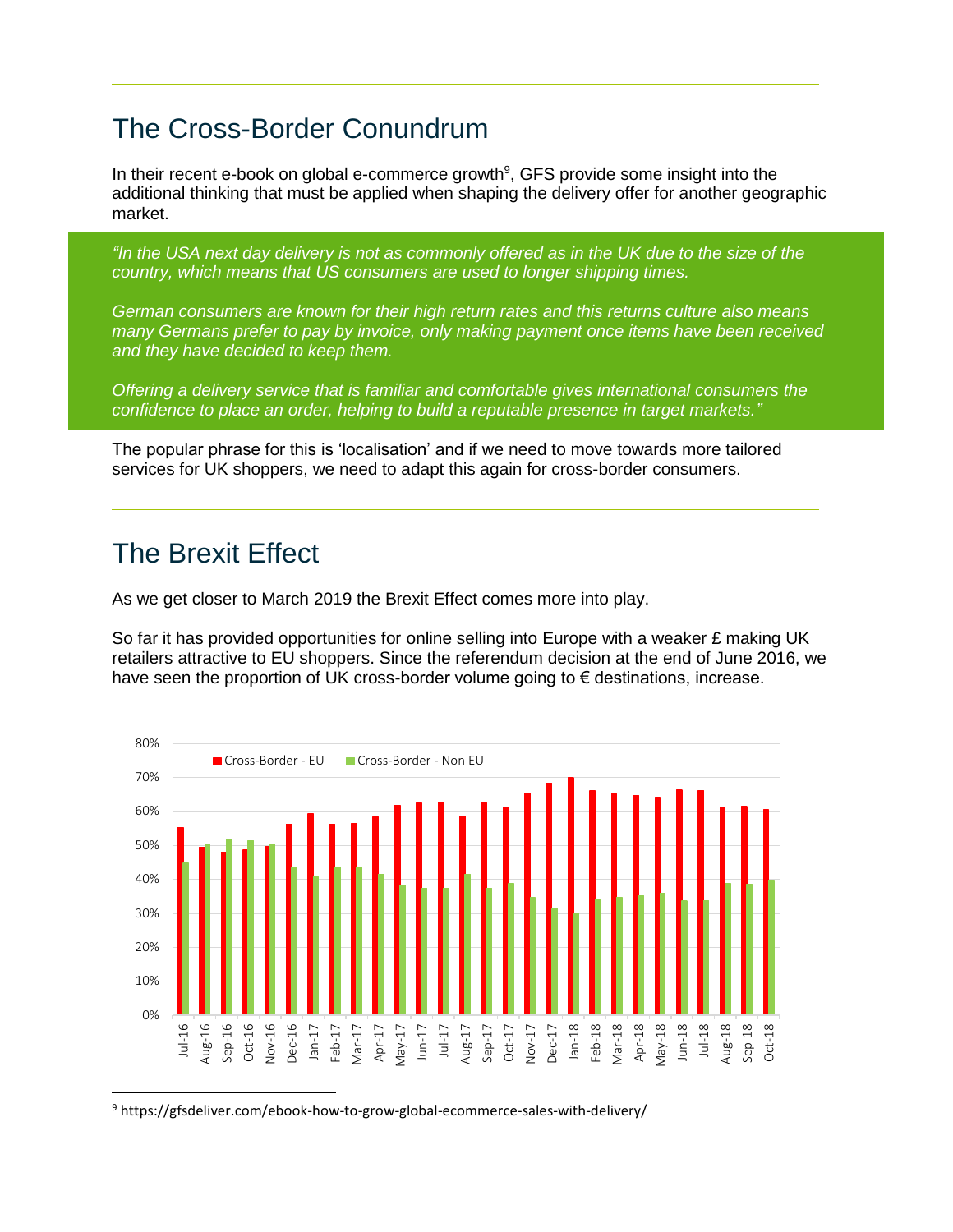## The Cross-Border Conundrum

In their recent e-book on global e-commerce growth[9], GFS provide some insight into the additional thinking that must be applied when shaping the delivery offer for another geographic market.

> *"In the USA next day delivery is not as commonly offered as in the UK due to the size of the country, which means that US consumers are used to longer shipping times.*
>
> *German consumers are known for their high return rates and this returns culture also means many Germans prefer to pay by invoice, only making payment once items have been received and they have decided to keep them.*
>
> *Offering a delivery service that is familiar and comfortable gives international consumers the confidence to place an order, helping to build a reputable presence in target markets."*

The popular phrase for this is 'localisation' and if we need to move towards more tailored services for UK shoppers, we need to adapt this again for cross-border consumers.

## The Brexit Effect

As we get closer to March 2019 the Brexit Effect comes more into play.

So far it has provided opportunities for online selling into Europe with a weaker £ making UK retailers attractive to EU shoppers. Since the referendum decision at the end of June 2016, we have seen the proportion of UK cross-border volume going to € destinations, increase.

Legend: Cross-Border - EU; Cross-Border - Non EU

Y-axis: 0% to 80%

X-axis: Jul-16, Aug-16, Sep-16, Oct-16, Nov-16, Dec-16, Jan-17, Feb-17, Mar-17, Apr-17, May-17, Jun-17, Jul-17, Aug-17, Sep-17, Oct-17, Nov-17, Dec-17, Jan-18, Feb-18, Mar-18, Apr-18, May-18, Jun-18, Jul-18, Aug-18, Sep-18, Oct-18

---

[9] https://gfsdeliver.com/ebook-how-to-grow-global-ecommerce-sales-with-delivery/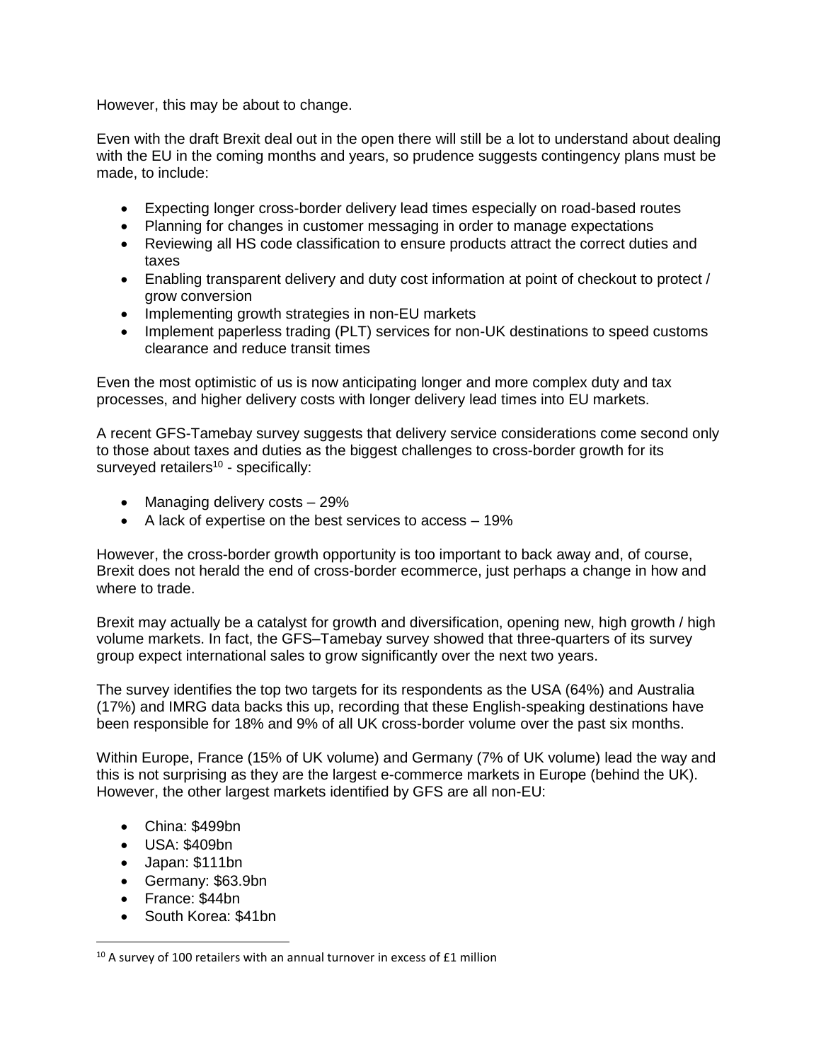However, this may be about to change.

Even with the draft Brexit deal out in the open there will still be a lot to understand about dealing with the EU in the coming months and years, so prudence suggests contingency plans must be made, to include:

- Expecting longer cross-border delivery lead times especially on road-based routes
- Planning for changes in customer messaging in order to manage expectations
- Reviewing all HS code classification to ensure products attract the correct duties and taxes
- Enabling transparent delivery and duty cost information at point of checkout to protect / grow conversion
- Implementing growth strategies in non-EU markets
- Implement paperless trading (PLT) services for non-UK destinations to speed customs clearance and reduce transit times

Even the most optimistic of us is now anticipating longer and more complex duty and tax processes, and higher delivery costs with longer delivery lead times into EU markets.

A recent GFS-Tamebay survey suggests that delivery service considerations come second only to those about taxes and duties as the biggest challenges to cross-border growth for its surveyed retailers[10] - specifically:

- Managing delivery costs – 29%
- A lack of expertise on the best services to access – 19%

However, the cross-border growth opportunity is too important to back away and, of course, Brexit does not herald the end of cross-border ecommerce, just perhaps a change in how and where to trade.

Brexit may actually be a catalyst for growth and diversification, opening new, high growth / high volume markets. In fact, the GFS–Tamebay survey showed that three-quarters of its survey group expect international sales to grow significantly over the next two years.

The survey identifies the top two targets for its respondents as the USA (64%) and Australia (17%) and IMRG data backs this up, recording that these English-speaking destinations have been responsible for 18% and 9% of all UK cross-border volume over the past six months.

Within Europe, France (15% of UK volume) and Germany (7% of UK volume) lead the way and this is not surprising as they are the largest e-commerce markets in Europe (behind the UK). However, the other largest markets identified by GFS are all non-EU:

- China: $499bn
- USA: $409bn
- Japan: $111bn
- Germany: $63.9bn
- France: $44bn
- South Korea: $41bn

[10] A survey of 100 retailers with an annual turnover in excess of £1 million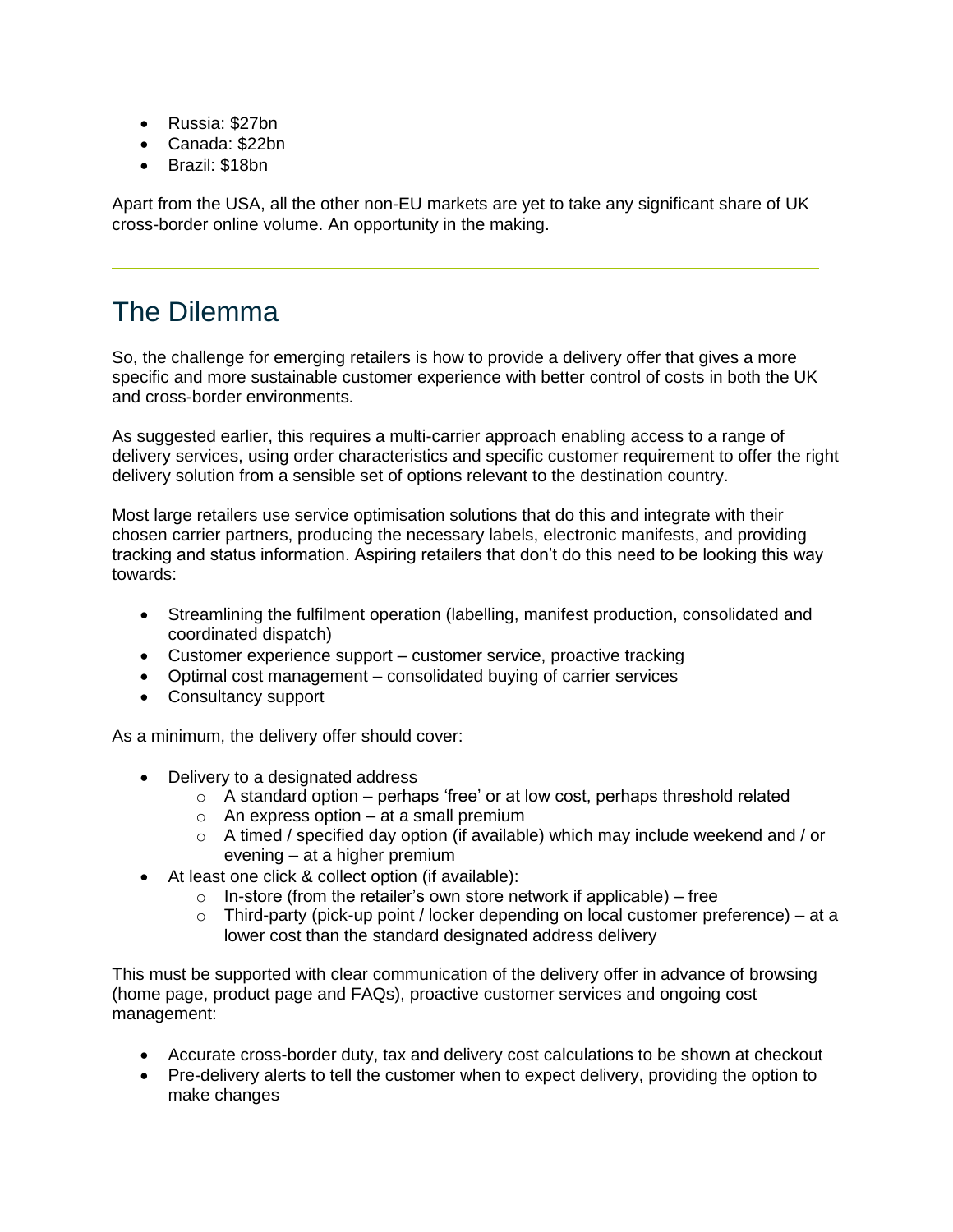- Russia: $27bn
- Canada: $22bn
- Brazil: $18bn

Apart from the USA, all the other non-EU markets are yet to take any significant share of UK cross-border online volume. An opportunity in the making.

---

## The Dilemma

So, the challenge for emerging retailers is how to provide a delivery offer that gives a more specific and more sustainable customer experience with better control of costs in both the UK and cross-border environments.

As suggested earlier, this requires a multi-carrier approach enabling access to a range of delivery services, using order characteristics and specific customer requirement to offer the right delivery solution from a sensible set of options relevant to the destination country.

Most large retailers use service optimisation solutions that do this and integrate with their chosen carrier partners, producing the necessary labels, electronic manifests, and providing tracking and status information. Aspiring retailers that don't do this need to be looking this way towards:

- Streamlining the fulfilment operation (labelling, manifest production, consolidated and coordinated dispatch)
- Customer experience support – customer service, proactive tracking
- Optimal cost management – consolidated buying of carrier services
- Consultancy support

As a minimum, the delivery offer should cover:

- Delivery to a designated address
  - A standard option – perhaps 'free' or at low cost, perhaps threshold related
  - An express option – at a small premium
  - A timed / specified day option (if available) which may include weekend and / or evening – at a higher premium
- At least one click & collect option (if available):
  - In-store (from the retailer's own store network if applicable) – free
  - Third-party (pick-up point / locker depending on local customer preference) – at a lower cost than the standard designated address delivery

This must be supported with clear communication of the delivery offer in advance of browsing (home page, product page and FAQs), proactive customer services and ongoing cost management:

- Accurate cross-border duty, tax and delivery cost calculations to be shown at checkout
- Pre-delivery alerts to tell the customer when to expect delivery, providing the option to make changes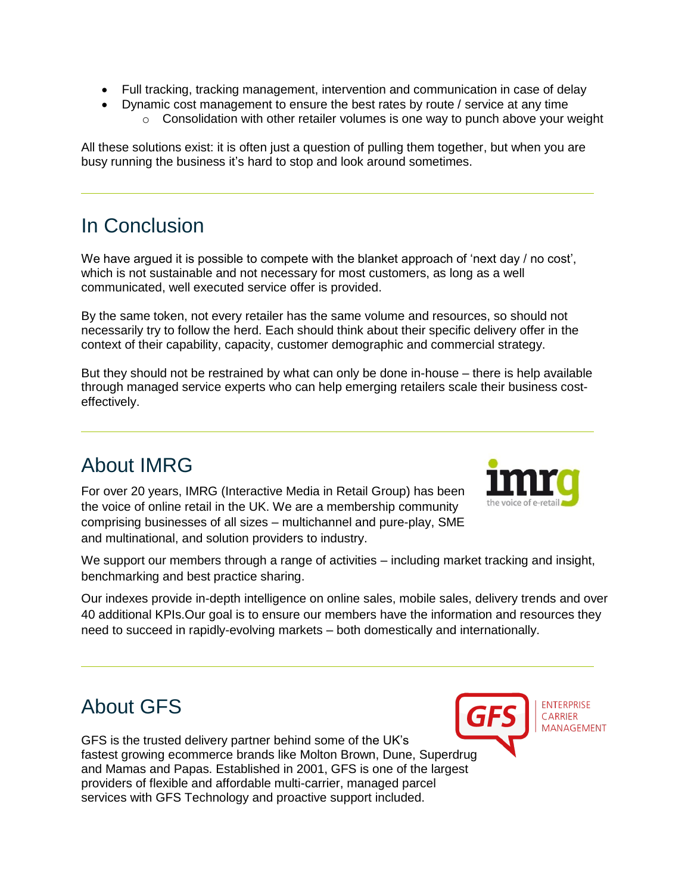- Full tracking, tracking management, intervention and communication in case of delay
- Dynamic cost management to ensure the best rates by route / service at any time
    - Consolidation with other retailer volumes is one way to punch above your weight

All these solutions exist: it is often just a question of pulling them together, but when you are busy running the business it's hard to stop and look around sometimes.

---

## In Conclusion

We have argued it is possible to compete with the blanket approach of 'next day / no cost', which is not sustainable and not necessary for most customers, as long as a well communicated, well executed service offer is provided.

By the same token, not every retailer has the same volume and resources, so should not necessarily try to follow the herd. Each should think about their specific delivery offer in the context of their capability, capacity, customer demographic and commercial strategy.

But they should not be restrained by what can only be done in-house – there is help available through managed service experts who can help emerging retailers scale their business cost-effectively.

---

## About IMRG

For over 20 years, IMRG (Interactive Media in Retail Group) has been the voice of online retail in the UK. We are a membership community comprising businesses of all sizes – multichannel and pure-play, SME and multinational, and solution providers to industry.

We support our members through a range of activities – including market tracking and insight, benchmarking and best practice sharing.

Our indexes provide in-depth intelligence on online sales, mobile sales, delivery trends and over 40 additional KPIs.Our goal is to ensure our members have the information and resources they need to succeed in rapidly-evolving markets – both domestically and internationally.

---

## About GFS

GFS is the trusted delivery partner behind some of the UK's fastest growing ecommerce brands like Molton Brown, Dune, Superdrug and Mamas and Papas. Established in 2001, GFS is one of the largest providers of flexible and affordable multi-carrier, managed parcel services with GFS Technology and proactive support included.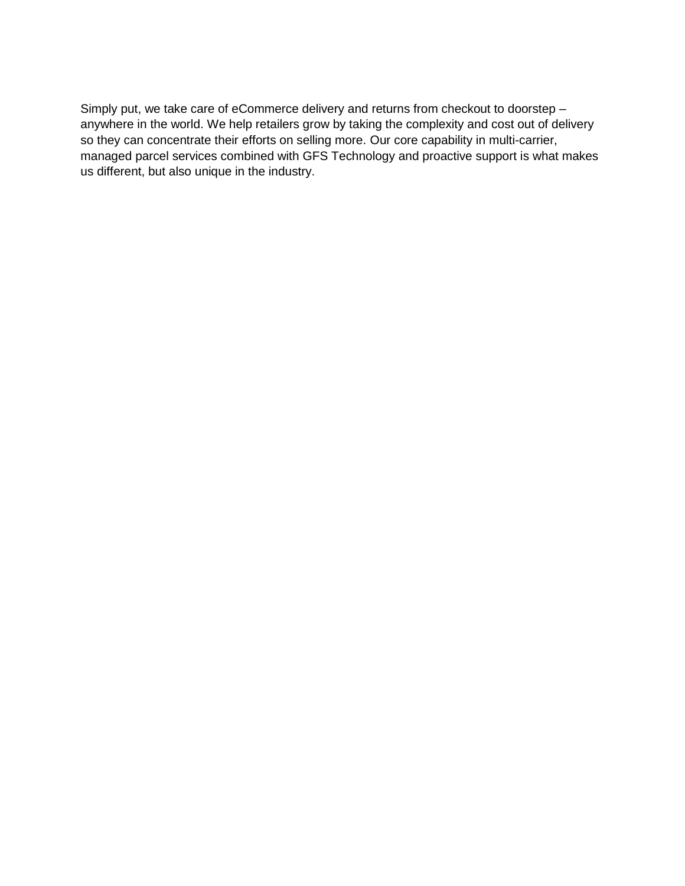Simply put, we take care of eCommerce delivery and returns from checkout to doorstep – anywhere in the world. We help retailers grow by taking the complexity and cost out of delivery so they can concentrate their efforts on selling more. Our core capability in multi-carrier, managed parcel services combined with GFS Technology and proactive support is what makes us different, but also unique in the industry.